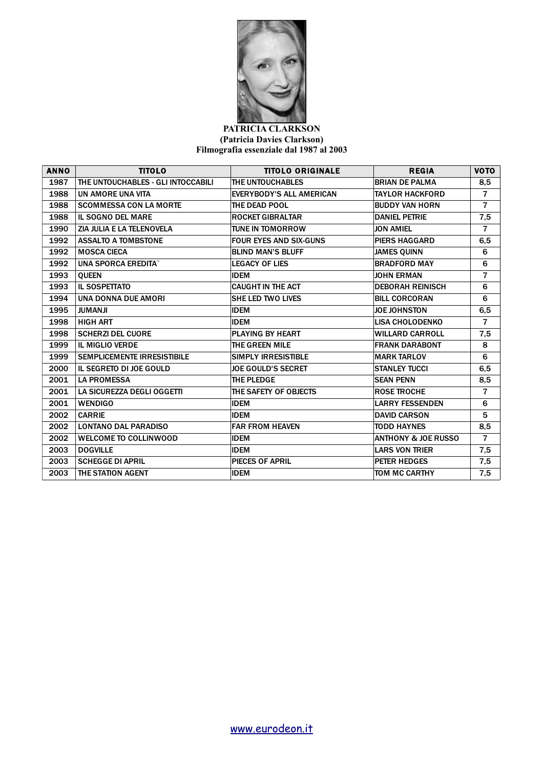**PATRICIA CLARKSON**
**(Patricia Davies Clarkson)**
**Filmografia essenziale dal 1987 al 2003**

| ANNO | TITOLO | TITOLO ORIGINALE | REGIA | VOTO |
|---|---|---|---|---|
| 1987 | THE UNTOUCHABLES - GLI INTOCCABILI | THE UNTOUCHABLES | BRIAN DE PALMA | 8,5 |
| 1988 | UN AMORE UNA VITA | EVERYBODY'S ALL AMERICAN | TAYLOR HACKFORD | 7 |
| 1988 | SCOMMESSA CON LA MORTE | THE DEAD POOL | BUDDY VAN HORN | 7 |
| 1988 | IL SOGNO DEL MARE | ROCKET GIBRALTAR | DANIEL PETRIE | 7,5 |
| 1990 | ZIA JULIA E LA TELENOVELA | TUNE IN TOMORROW | JON AMIEL | 7 |
| 1992 | ASSALTO A TOMBSTONE | FOUR EYES AND SIX-GUNS | PIERS HAGGARD | 6,5 |
| 1992 | MOSCA CIECA | BLIND MAN'S BLUFF | JAMES QUINN | 6 |
| 1992 | UNA SPORCA EREDITA` | LEGACY OF LIES | BRADFORD MAY | 6 |
| 1993 | QUEEN | IDEM | JOHN ERMAN | 7 |
| 1993 | IL SOSPETTATO | CAUGHT IN THE ACT | DEBORAH REINISCH | 6 |
| 1994 | UNA DONNA DUE AMORI | SHE LED TWO LIVES | BILL CORCORAN | 6 |
| 1995 | JUMANJI | IDEM | JOE JOHNSTON | 6,5 |
| 1998 | HIGH ART | IDEM | LISA CHOLODENKO | 7 |
| 1998 | SCHERZI DEL CUORE | PLAYING BY HEART | WILLARD CARROLL | 7,5 |
| 1999 | IL MIGLIO VERDE | THE GREEN MILE | FRANK DARABONT | 8 |
| 1999 | SEMPLICEMENTE IRRESISTIBILE | SIMPLY IRRESISTIBLE | MARK TARLOV | 6 |
| 2000 | IL SEGRETO DI JOE GOULD | JOE GOULD'S SECRET | STANLEY TUCCI | 6,5 |
| 2001 | LA PROMESSA | THE PLEDGE | SEAN PENN | 8,5 |
| 2001 | LA SICUREZZA DEGLI OGGETTI | THE SAFETY OF OBJECTS | ROSE TROCHE | 7 |
| 2001 | WENDIGO | IDEM | LARRY FESSENDEN | 6 |
| 2002 | CARRIE | IDEM | DAVID CARSON | 5 |
| 2002 | LONTANO DAL PARADISO | FAR FROM HEAVEN | TODD HAYNES | 8,5 |
| 2002 | WELCOME TO COLLINWOOD | IDEM | ANTHONY & JOE RUSSO | 7 |
| 2003 | DOGVILLE | IDEM | LARS VON TRIER | 7,5 |
| 2003 | SCHEGGE DI APRIL | PIECES OF APRIL | PETER HEDGES | 7,5 |
| 2003 | THE STATION AGENT | IDEM | TOM MC CARTHY | 7,5 |

www.eurodeon.it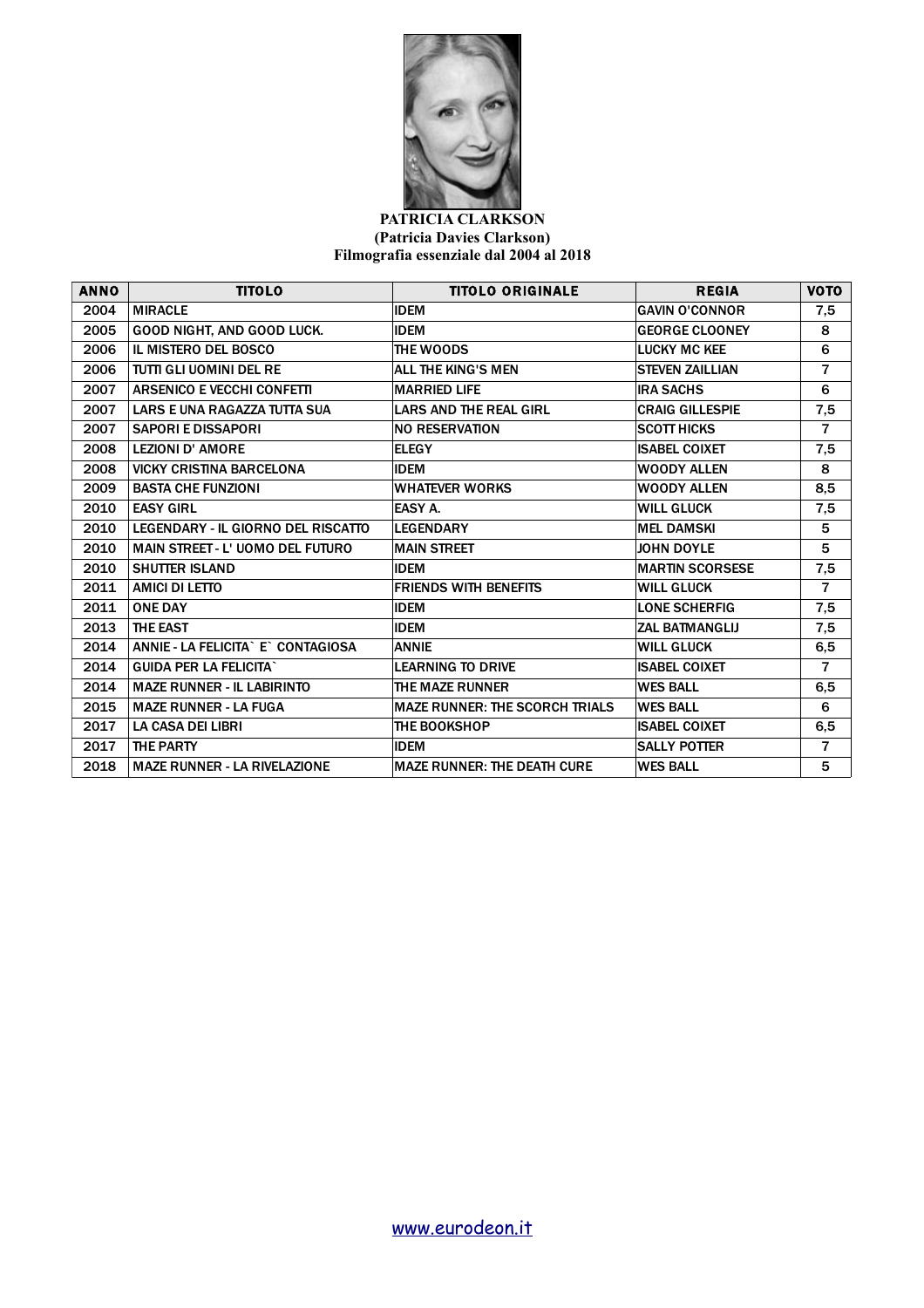**PATRICIA CLARKSON**
**(Patricia Davies Clarkson)**
**Filmografia essenziale dal 2004 al 2018**

| ANNO | TITOLO | TITOLO ORIGINALE | REGIA | VOTO |
|---|---|---|---|---|
| 2004 | MIRACLE | IDEM | GAVIN O'CONNOR | 7,5 |
| 2005 | GOOD NIGHT, AND GOOD LUCK. | IDEM | GEORGE CLOONEY | 8 |
| 2006 | IL MISTERO DEL BOSCO | THE WOODS | LUCKY MC KEE | 6 |
| 2006 | TUTTI GLI UOMINI DEL RE | ALL THE KING'S MEN | STEVEN ZAILLIAN | 7 |
| 2007 | ARSENICO E VECCHI CONFETTI | MARRIED LIFE | IRA SACHS | 6 |
| 2007 | LARS E UNA RAGAZZA TUTTA SUA | LARS AND THE REAL GIRL | CRAIG GILLESPIE | 7,5 |
| 2007 | SAPORI E DISSAPORI | NO RESERVATION | SCOTT HICKS | 7 |
| 2008 | LEZIONI D' AMORE | ELEGY | ISABEL COIXET | 7,5 |
| 2008 | VICKY CRISTINA BARCELONA | IDEM | WOODY ALLEN | 8 |
| 2009 | BASTA CHE FUNZIONI | WHATEVER WORKS | WOODY ALLEN | 8,5 |
| 2010 | EASY GIRL | EASY A. | WILL GLUCK | 7,5 |
| 2010 | LEGENDARY - IL GIORNO DEL RISCATTO | LEGENDARY | MEL DAMSKI | 5 |
| 2010 | MAIN STREET - L' UOMO DEL FUTURO | MAIN STREET | JOHN DOYLE | 5 |
| 2010 | SHUTTER ISLAND | IDEM | MARTIN SCORSESE | 7,5 |
| 2011 | AMICI DI LETTO | FRIENDS WITH BENEFITS | WILL GLUCK | 7 |
| 2011 | ONE DAY | IDEM | LONE SCHERFIG | 7,5 |
| 2013 | THE EAST | IDEM | ZAL BATMANGLIJ | 7,5 |
| 2014 | ANNIE - LA FELICITA` E` CONTAGIOSA | ANNIE | WILL GLUCK | 6,5 |
| 2014 | GUIDA PER LA FELICITA` | LEARNING TO DRIVE | ISABEL COIXET | 7 |
| 2014 | MAZE RUNNER - IL LABIRINTO | THE MAZE RUNNER | WES BALL | 6,5 |
| 2015 | MAZE RUNNER - LA FUGA | MAZE RUNNER: THE SCORCH TRIALS | WES BALL | 6 |
| 2017 | LA CASA DEI LIBRI | THE BOOKSHOP | ISABEL COIXET | 6,5 |
| 2017 | THE PARTY | IDEM | SALLY POTTER | 7 |
| 2018 | MAZE RUNNER - LA RIVELAZIONE | MAZE RUNNER: THE DEATH CURE | WES BALL | 5 |

www.eurodeon.it